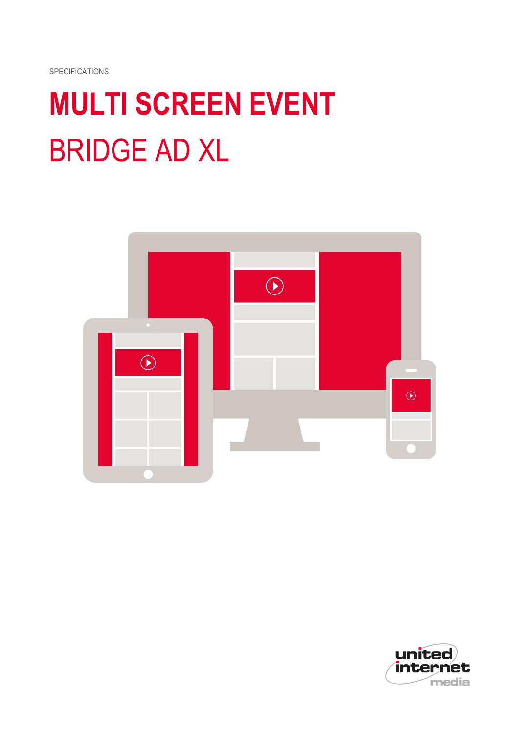SPECIFICATIONS

# MULTI SCREEN EVENT

# BRIDGE AD XL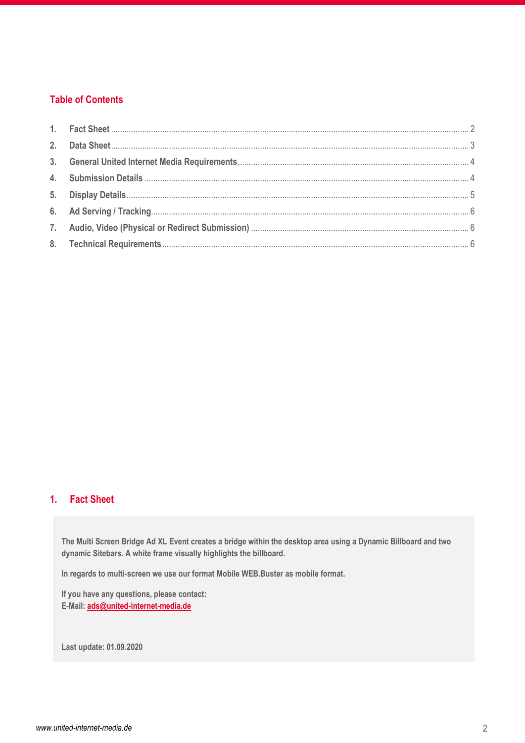## Table of Contents

1. **Fact Sheet** ........ 2
2. **Data Sheet** ........ 3
3. **General United Internet Media Requirements** ........ 4
4. **Submission Details** ........ 4
5. **Display Details** ........ 5
6. **Ad Serving / Tracking** ........ 6
7. **Audio, Video (Physical or Redirect Submission)** ........ 6
8. **Technical Requirements** ........ 6

## 1. Fact Sheet

**The Multi Screen Bridge Ad XL Event creates a bridge within the desktop area using a Dynamic Billboard and two dynamic Sitebars. A white frame visually highlights the billboard.**

**In regards to multi-screen we use our format Mobile WEB.Buster as mobile format.**

**If you have any questions, please contact:**
**E-Mail: ads@united-internet-media.de**

**Last update: 01.09.2020**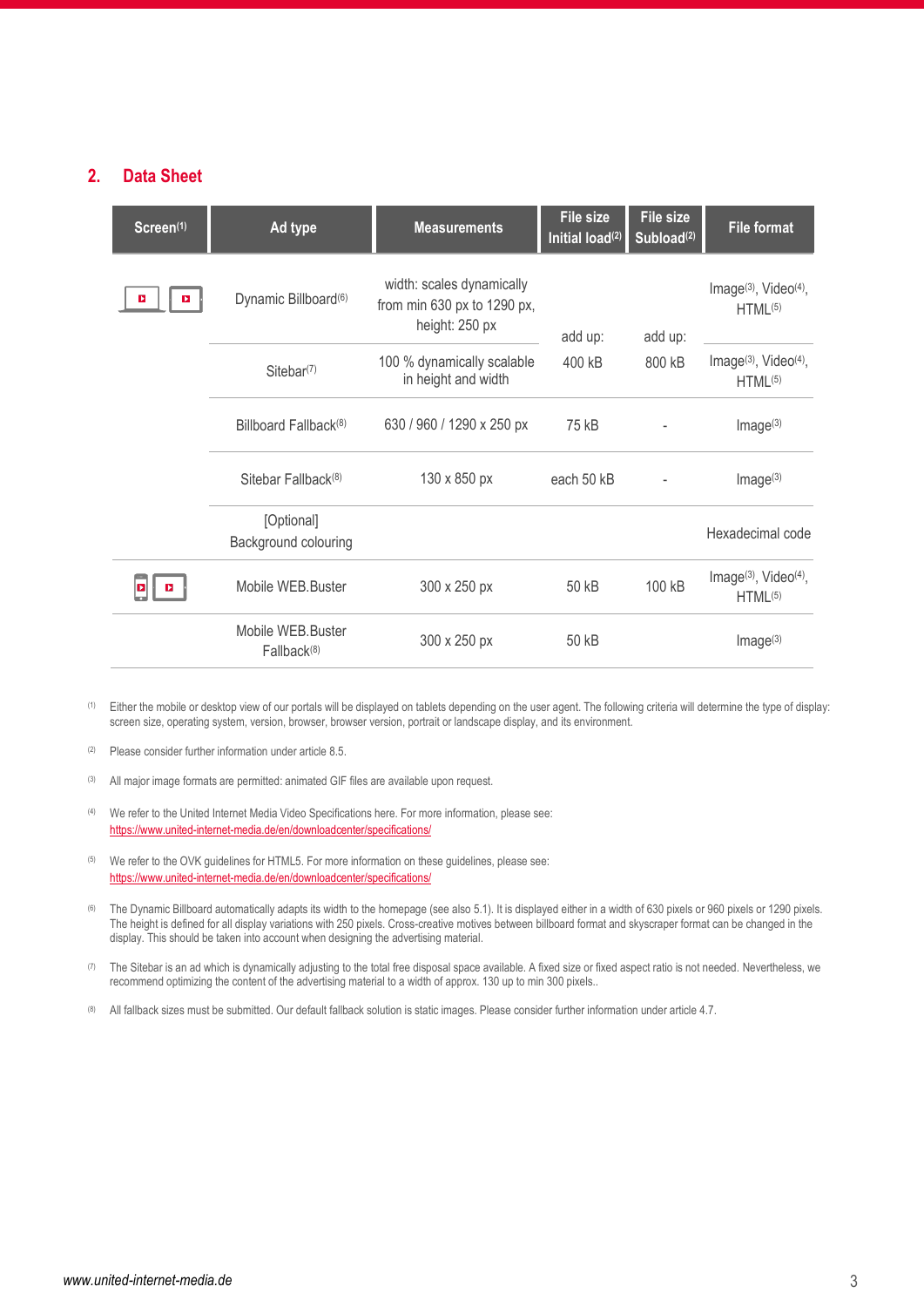## 2. Data Sheet

| Screen[1] | Ad type | Measurements | File size Initial load[2] | File size Subload[2] | File format |
|---|---|---|---|---|---|
| Desktop / Tablet | Dynamic Billboard[6] | width: scales dynamically from min 630 px to 1290 px, height: 250 px | add up: 400 kB | add up: 800 kB | Image[3], Video[4], HTML[5] |
| | Sitebar[7] | 100 % dynamically scalable in height and width | | | Image[3], Video[4], HTML[5] |
| | Billboard Fallback[8] | 630 / 960 / 1290 x 250 px | 75 kB | - | Image[3] |
| | Sitebar Fallback[8] | 130 x 850 px | each 50 kB | - | Image[3] |
| | [Optional] Background colouring | | | | Hexadecimal code |
| Mobile / Tablet | Mobile WEB.Buster | 300 x 250 px | 50 kB | 100 kB | Image[3], Video[4], HTML[5] |
| | Mobile WEB.Buster Fallback[8] | 300 x 250 px | 50 kB | | Image[3] |

[1] Either the mobile or desktop view of our portals will be displayed on tablets depending on the user agent. The following criteria will determine the type of display: screen size, operating system, version, browser, browser version, portrait or landscape display, and its environment.

[2] Please consider further information under article 8.5.

[3] All major image formats are permitted: animated GIF files are available upon request.

[4] We refer to the United Internet Media Video Specifications here. For more information, please see: https://www.united-internet-media.de/en/downloadcenter/specifications/

[5] We refer to the OVK guidelines for HTML5. For more information on these guidelines, please see: https://www.united-internet-media.de/en/downloadcenter/specifications/

[6] The Dynamic Billboard automatically adapts its width to the homepage (see also 5.1). It is displayed either in a width of 630 pixels or 960 pixels or 1290 pixels. The height is defined for all display variations with 250 pixels. Cross-creative motives between billboard format and skyscraper format can be changed in the display. This should be taken into account when designing the advertising material.

[7] The Sitebar is an ad which is dynamically adjusting to the total free disposal space available. A fixed size or fixed aspect ratio is not needed. Nevertheless, we recommend optimizing the content of the advertising material to a width of approx. 130 up to min 300 pixels..

[8] All fallback sizes must be submitted. Our default fallback solution is static images. Please consider further information under article 4.7.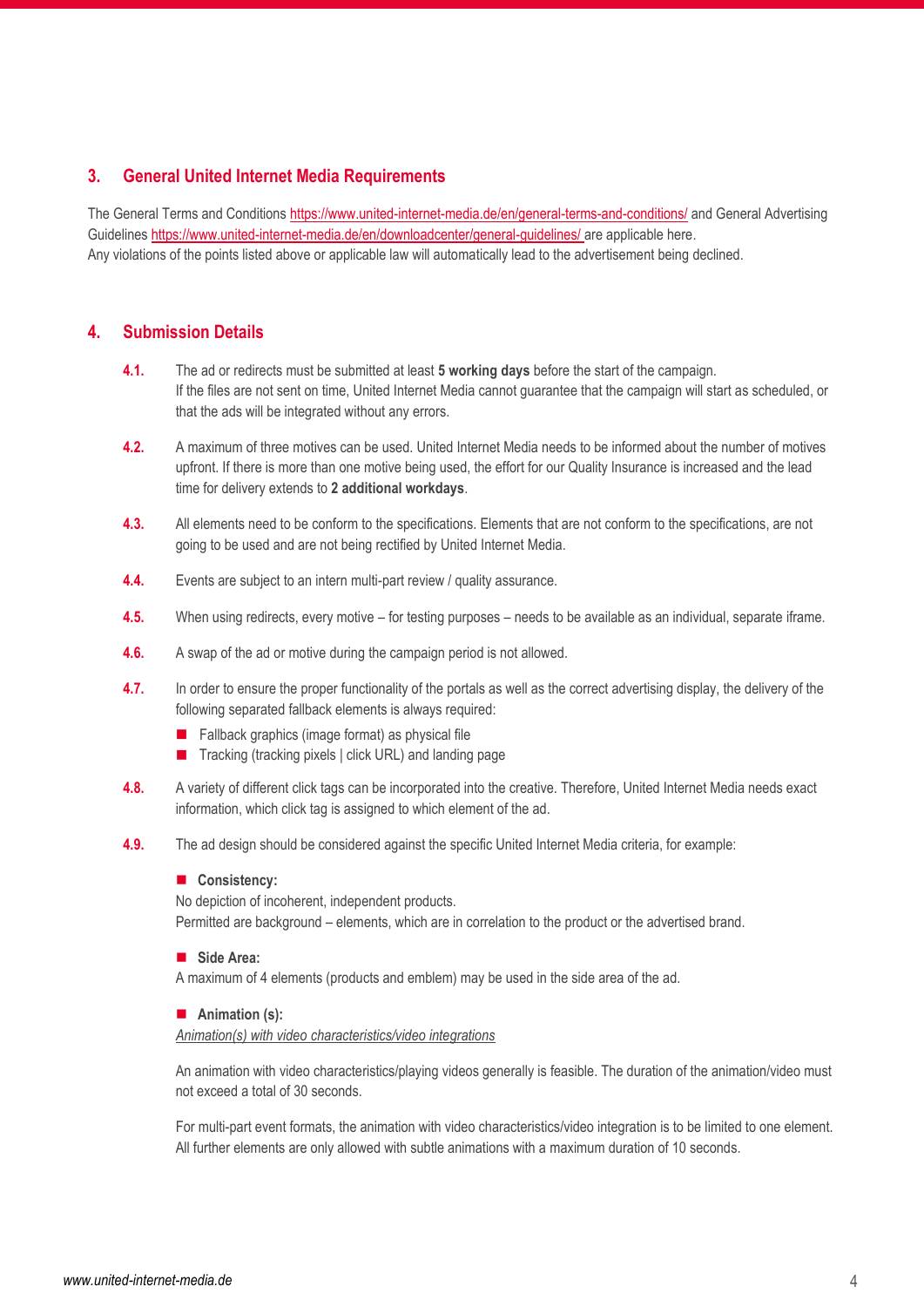## 3. General United Internet Media Requirements

The General Terms and Conditions https://www.united-internet-media.de/en/general-terms-and-conditions/ and General Advertising Guidelines https://www.united-internet-media.de/en/downloadcenter/general-guidelines/ are applicable here.
Any violations of the points listed above or applicable law will automatically lead to the advertisement being declined.

## 4. Submission Details

**4.1.** The ad or redirects must be submitted at least **5 working days** before the start of the campaign.
If the files are not sent on time, United Internet Media cannot guarantee that the campaign will start as scheduled, or that the ads will be integrated without any errors.

**4.2.** A maximum of three motives can be used. United Internet Media needs to be informed about the number of motives upfront. If there is more than one motive being used, the effort for our Quality Insurance is increased and the lead time for delivery extends to **2 additional workdays**.

**4.3.** All elements need to be conform to the specifications. Elements that are not conform to the specifications, are not going to be used and are not being rectified by United Internet Media.

**4.4.** Events are subject to an intern multi-part review / quality assurance.

**4.5.** When using redirects, every motive – for testing purposes – needs to be available as an individual, separate iframe.

**4.6.** A swap of the ad or motive during the campaign period is not allowed.

**4.7.** In order to ensure the proper functionality of the portals as well as the correct advertising display, the delivery of the following separated fallback elements is always required:

- Fallback graphics (image format) as physical file
- Tracking (tracking pixels | click URL) and landing page

**4.8.** A variety of different click tags can be incorporated into the creative. Therefore, United Internet Media needs exact information, which click tag is assigned to which element of the ad.

**4.9.** The ad design should be considered against the specific United Internet Media criteria, for example:

- **Consistency:**

No depiction of incoherent, independent products.
Permitted are background – elements, which are in correlation to the product or the advertised brand.

- **Side Area:**

A maximum of 4 elements (products and emblem) may be used in the side area of the ad.

- **Animation (s):**

*Animation(s) with video characteristics/video integrations*

An animation with video characteristics/playing videos generally is feasible. The duration of the animation/video must not exceed a total of 30 seconds.

For multi-part event formats, the animation with video characteristics/video integration is to be limited to one element. All further elements are only allowed with subtle animations with a maximum duration of 10 seconds.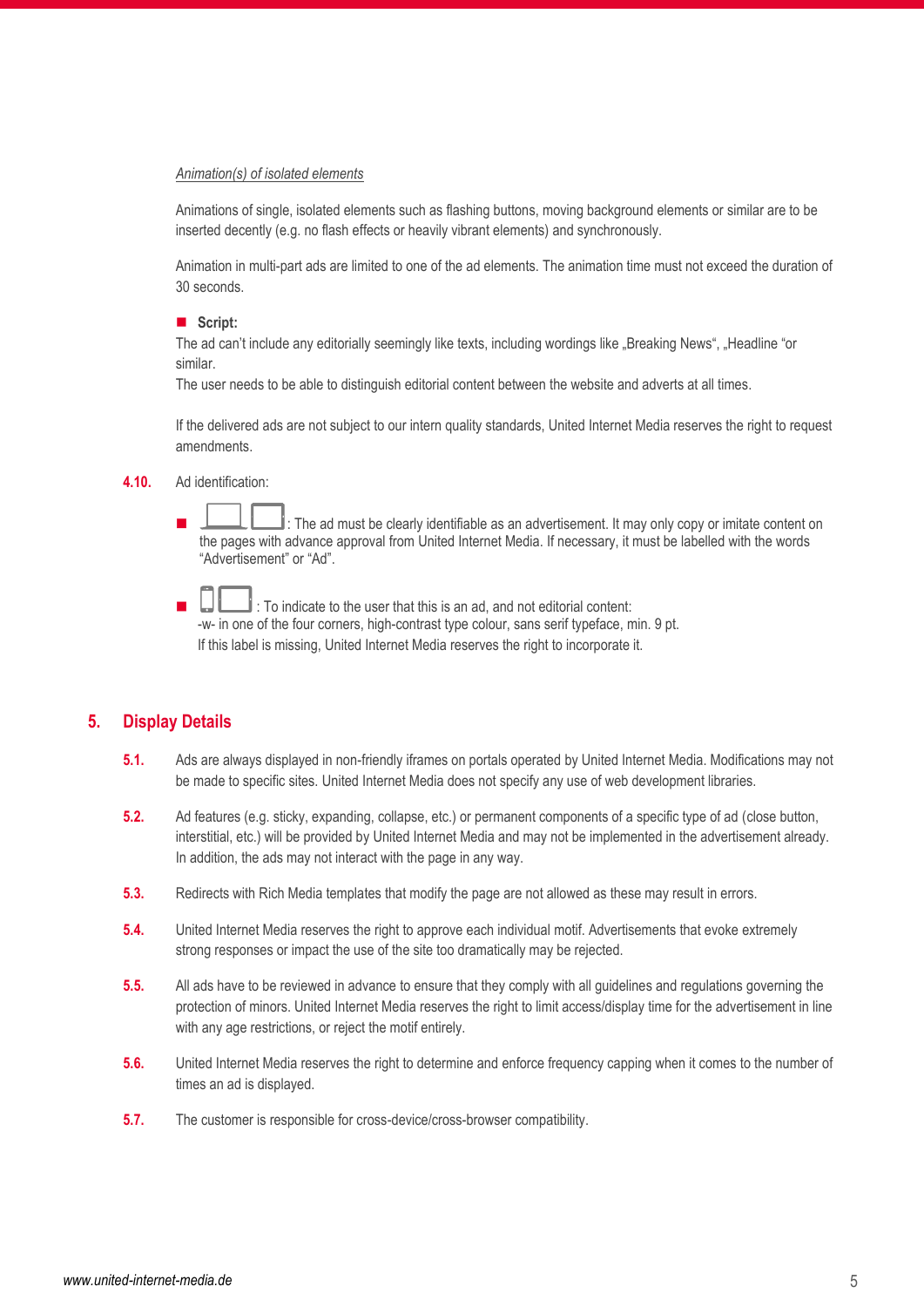*Animation(s) of isolated elements*

Animations of single, isolated elements such as flashing buttons, moving background elements or similar are to be inserted decently (e.g. no flash effects or heavily vibrant elements) and synchronously.

Animation in multi-part ads are limited to one of the ad elements. The animation time must not exceed the duration of 30 seconds.

- **Script:**

The ad can't include any editorially seemingly like texts, including wordings like „Breaking News", „Headline "or similar.
The user needs to be able to distinguish editorial content between the website and adverts at all times.

If the delivered ads are not subject to our intern quality standards, United Internet Media reserves the right to request amendments.

**4.10.** Ad identification:

- : The ad must be clearly identifiable as an advertisement. It may only copy or imitate content on the pages with advance approval from United Internet Media. If necessary, it must be labelled with the words "Advertisement" or "Ad".
- : To indicate to the user that this is an ad, and not editorial content:
  -w- in one of the four corners, high-contrast type colour, sans serif typeface, min. 9 pt.
  If this label is missing, United Internet Media reserves the right to incorporate it.

## 5. Display Details

**5.1.** Ads are always displayed in non-friendly iframes on portals operated by United Internet Media. Modifications may not be made to specific sites. United Internet Media does not specify any use of web development libraries.

**5.2.** Ad features (e.g. sticky, expanding, collapse, etc.) or permanent components of a specific type of ad (close button, interstitial, etc.) will be provided by United Internet Media and may not be implemented in the advertisement already. In addition, the ads may not interact with the page in any way.

**5.3.** Redirects with Rich Media templates that modify the page are not allowed as these may result in errors.

**5.4.** United Internet Media reserves the right to approve each individual motif. Advertisements that evoke extremely strong responses or impact the use of the site too dramatically may be rejected.

**5.5.** All ads have to be reviewed in advance to ensure that they comply with all guidelines and regulations governing the protection of minors. United Internet Media reserves the right to limit access/display time for the advertisement in line with any age restrictions, or reject the motif entirely.

**5.6.** United Internet Media reserves the right to determine and enforce frequency capping when it comes to the number of times an ad is displayed.

**5.7.** The customer is responsible for cross-device/cross-browser compatibility.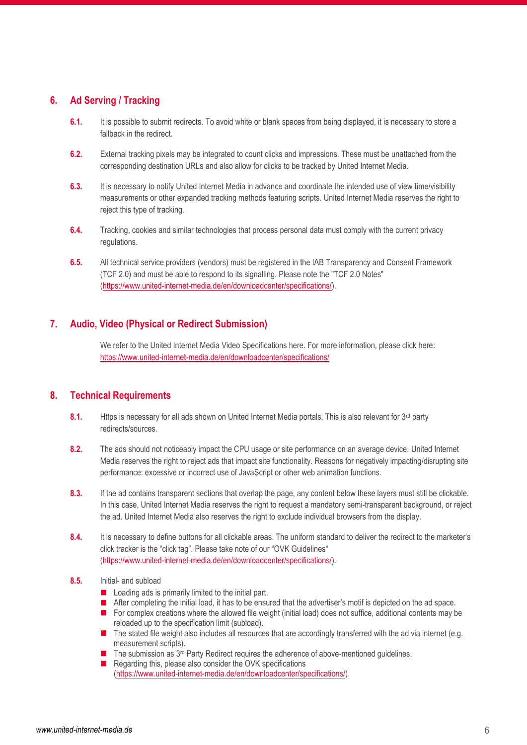## 6. Ad Serving / Tracking

**6.1.** It is possible to submit redirects. To avoid white or blank spaces from being displayed, it is necessary to store a fallback in the redirect.

**6.2.** External tracking pixels may be integrated to count clicks and impressions. These must be unattached from the corresponding destination URLs and also allow for clicks to be tracked by United Internet Media.

**6.3.** It is necessary to notify United Internet Media in advance and coordinate the intended use of view time/visibility measurements or other expanded tracking methods featuring scripts. United Internet Media reserves the right to reject this type of tracking.

**6.4.** Tracking, cookies and similar technologies that process personal data must comply with the current privacy regulations.

**6.5.** All technical service providers (vendors) must be registered in the IAB Transparency and Consent Framework (TCF 2.0) and must be able to respond to its signalling. Please note the "TCF 2.0 Notes" (https://www.united-internet-media.de/en/downloadcenter/specifications/).

## 7. Audio, Video (Physical or Redirect Submission)

We refer to the United Internet Media Video Specifications here. For more information, please click here: https://www.united-internet-media.de/en/downloadcenter/specifications/

## 8. Technical Requirements

**8.1.** Https is necessary for all ads shown on United Internet Media portals. This is also relevant for 3rd party redirects/sources.

**8.2.** The ads should not noticeably impact the CPU usage or site performance on an average device. United Internet Media reserves the right to reject ads that impact site functionality. Reasons for negatively impacting/disrupting site performance: excessive or incorrect use of JavaScript or other web animation functions.

**8.3.** If the ad contains transparent sections that overlap the page, any content below these layers must still be clickable. In this case, United Internet Media reserves the right to request a mandatory semi-transparent background, or reject the ad. United Internet Media also reserves the right to exclude individual browsers from the display.

**8.4.** It is necessary to define buttons for all clickable areas. The uniform standard to deliver the redirect to the marketer's click tracker is the "click tag". Please take note of our "OVK Guidelines" (https://www.united-internet-media.de/en/downloadcenter/specifications/).

**8.5.** Initial- and subload

- Loading ads is primarily limited to the initial part.
- After completing the initial load, it has to be ensured that the advertiser's motif is depicted on the ad space.
- For complex creations where the allowed file weight (initial load) does not suffice, additional contents may be reloaded up to the specification limit (subload).
- The stated file weight also includes all resources that are accordingly transferred with the ad via internet (e.g. measurement scripts).
- The submission as 3rd Party Redirect requires the adherence of above-mentioned guidelines.
- Regarding this, please also consider the OVK specifications (https://www.united-internet-media.de/en/downloadcenter/specifications/).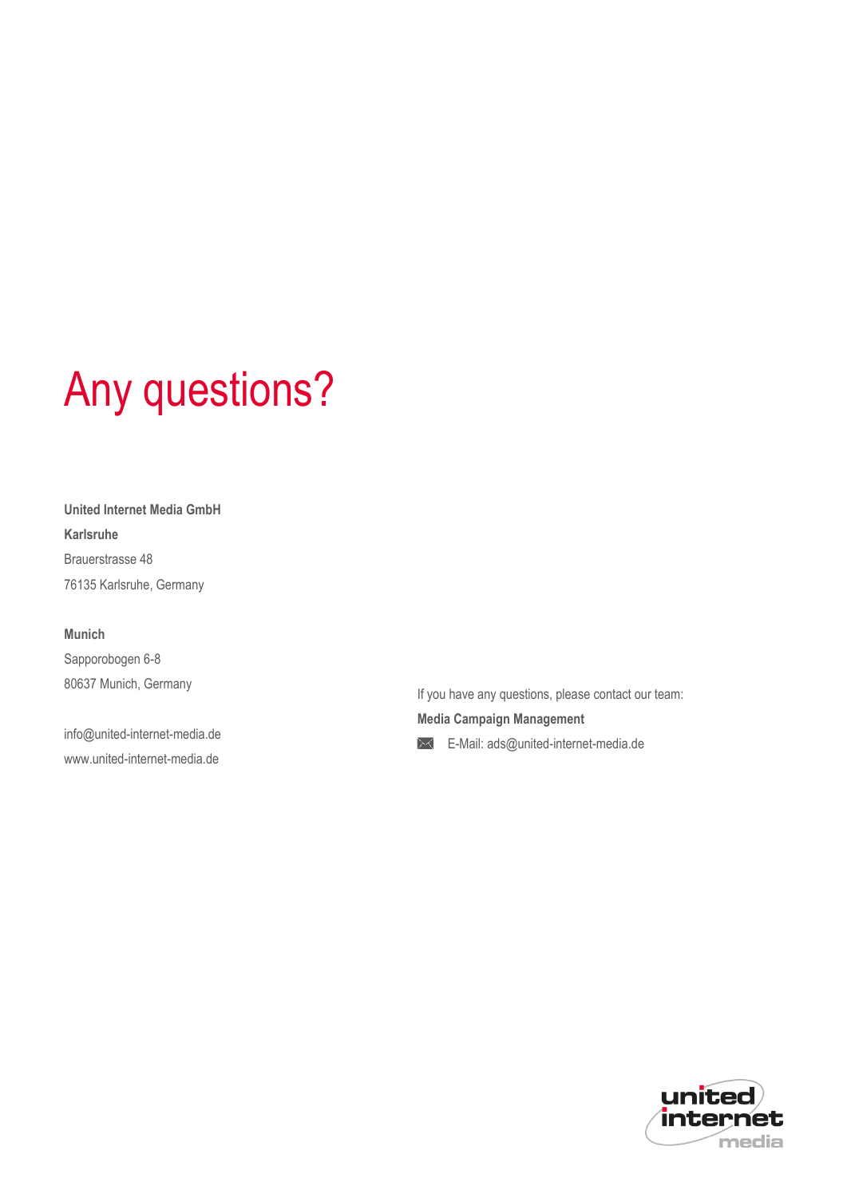# Any questions?

**United Internet Media GmbH**

**Karlsruhe**

Brauerstrasse 48

76135 Karlsruhe, Germany

**Munich**

Sapporobogen 6-8

80637 Munich, Germany

info@united-internet-media.de

www.united-internet-media.de

If you have any questions, please contact our team:

**Media Campaign Management**

E-Mail: ads@united-internet-media.de